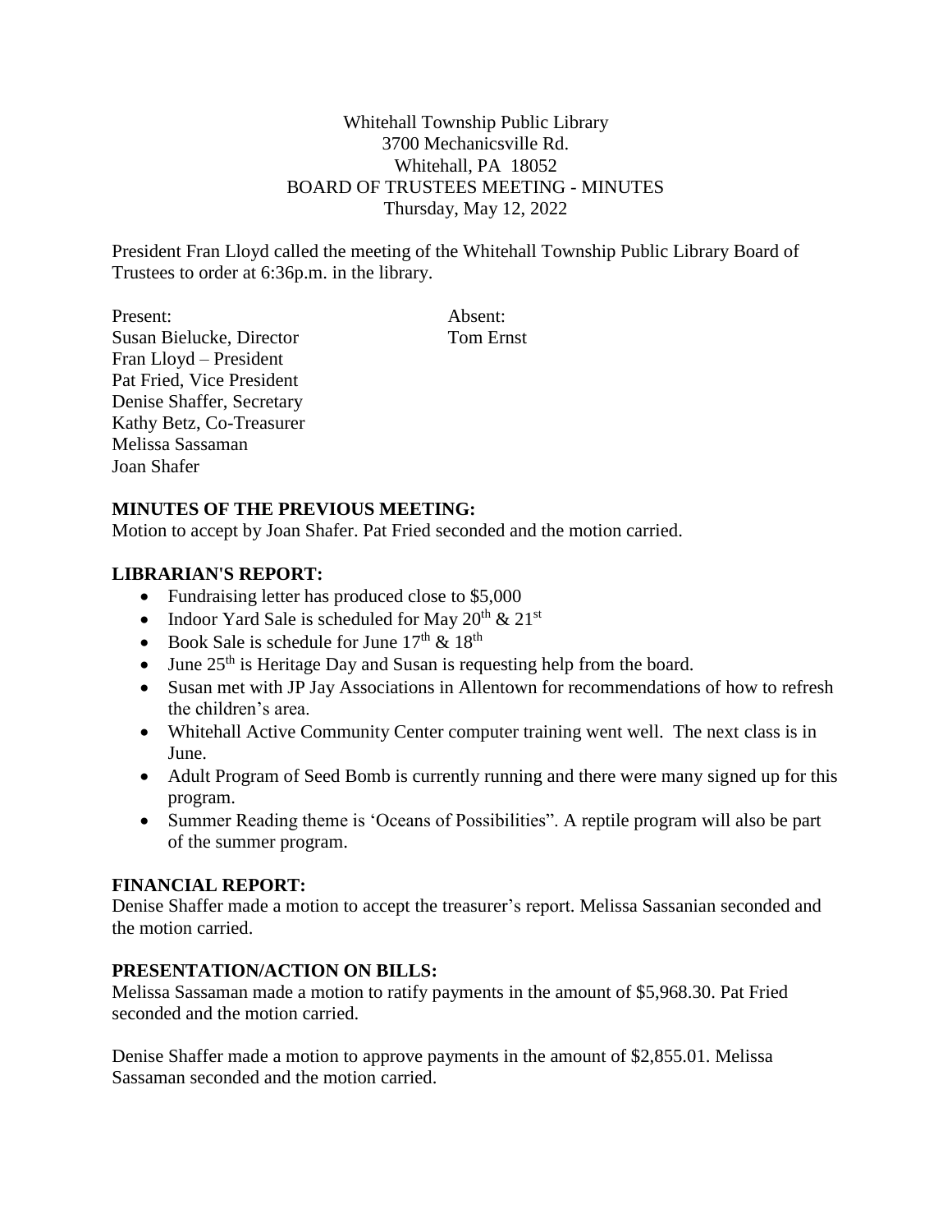Whitehall Township Public Library
3700 Mechanicsville Rd.
Whitehall, PA 18052
BOARD OF TRUSTEES MEETING - MINUTES
Thursday, May 12, 2022

President Fran Lloyd called the meeting of the Whitehall Township Public Library Board of Trustees to order at 6:36p.m. in the library.

Present:
Susan Bielucke, Director
Fran Lloyd – President
Pat Fried, Vice President
Denise Shaffer, Secretary
Kathy Betz, Co-Treasurer
Melissa Sassaman
Joan Shafer

Absent:
Tom Ernst

**MINUTES OF THE PREVIOUS MEETING:**
Motion to accept by Joan Shafer. Pat Fried seconded and the motion carried.

**LIBRARIAN'S REPORT:**

- Fundraising letter has produced close to $5,000
- Indoor Yard Sale is scheduled for May 20th & 21st
- Book Sale is schedule for June 17th & 18th
- June 25th is Heritage Day and Susan is requesting help from the board.
- Susan met with JP Jay Associations in Allentown for recommendations of how to refresh the children's area.
- Whitehall Active Community Center computer training went well. The next class is in June.
- Adult Program of Seed Bomb is currently running and there were many signed up for this program.
- Summer Reading theme is 'Oceans of Possibilities". A reptile program will also be part of the summer program.

**FINANCIAL REPORT:**
Denise Shaffer made a motion to accept the treasurer's report. Melissa Sassanian seconded and the motion carried.

**PRESENTATION/ACTION ON BILLS:**
Melissa Sassaman made a motion to ratify payments in the amount of $5,968.30. Pat Fried seconded and the motion carried.

Denise Shaffer made a motion to approve payments in the amount of $2,855.01. Melissa Sassaman seconded and the motion carried.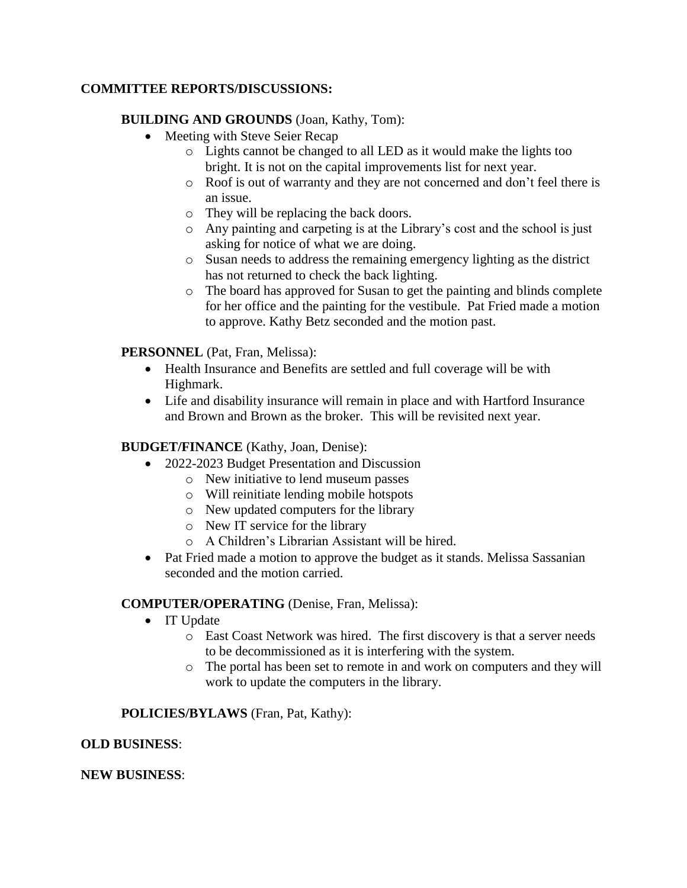**COMMITTEE REPORTS/DISCUSSIONS:**

**BUILDING AND GROUNDS** (Joan, Kathy, Tom):

- Meeting with Steve Seier Recap
  - Lights cannot be changed to all LED as it would make the lights too bright. It is not on the capital improvements list for next year.
  - Roof is out of warranty and they are not concerned and don't feel there is an issue.
  - They will be replacing the back doors.
  - Any painting and carpeting is at the Library's cost and the school is just asking for notice of what we are doing.
  - Susan needs to address the remaining emergency lighting as the district has not returned to check the back lighting.
  - The board has approved for Susan to get the painting and blinds complete for her office and the painting for the vestibule. Pat Fried made a motion to approve. Kathy Betz seconded and the motion past.

**PERSONNEL** (Pat, Fran, Melissa):

- Health Insurance and Benefits are settled and full coverage will be with Highmark.
- Life and disability insurance will remain in place and with Hartford Insurance and Brown and Brown as the broker. This will be revisited next year.

**BUDGET/FINANCE** (Kathy, Joan, Denise):

- 2022-2023 Budget Presentation and Discussion
  - New initiative to lend museum passes
  - Will reinitiate lending mobile hotspots
  - New updated computers for the library
  - New IT service for the library
  - A Children's Librarian Assistant will be hired.
- Pat Fried made a motion to approve the budget as it stands. Melissa Sassanian seconded and the motion carried.

**COMPUTER/OPERATING** (Denise, Fran, Melissa):

- IT Update
  - East Coast Network was hired. The first discovery is that a server needs to be decommissioned as it is interfering with the system.
  - The portal has been set to remote in and work on computers and they will work to update the computers in the library.

**POLICIES/BYLAWS** (Fran, Pat, Kathy):

**OLD BUSINESS**:

**NEW BUSINESS**: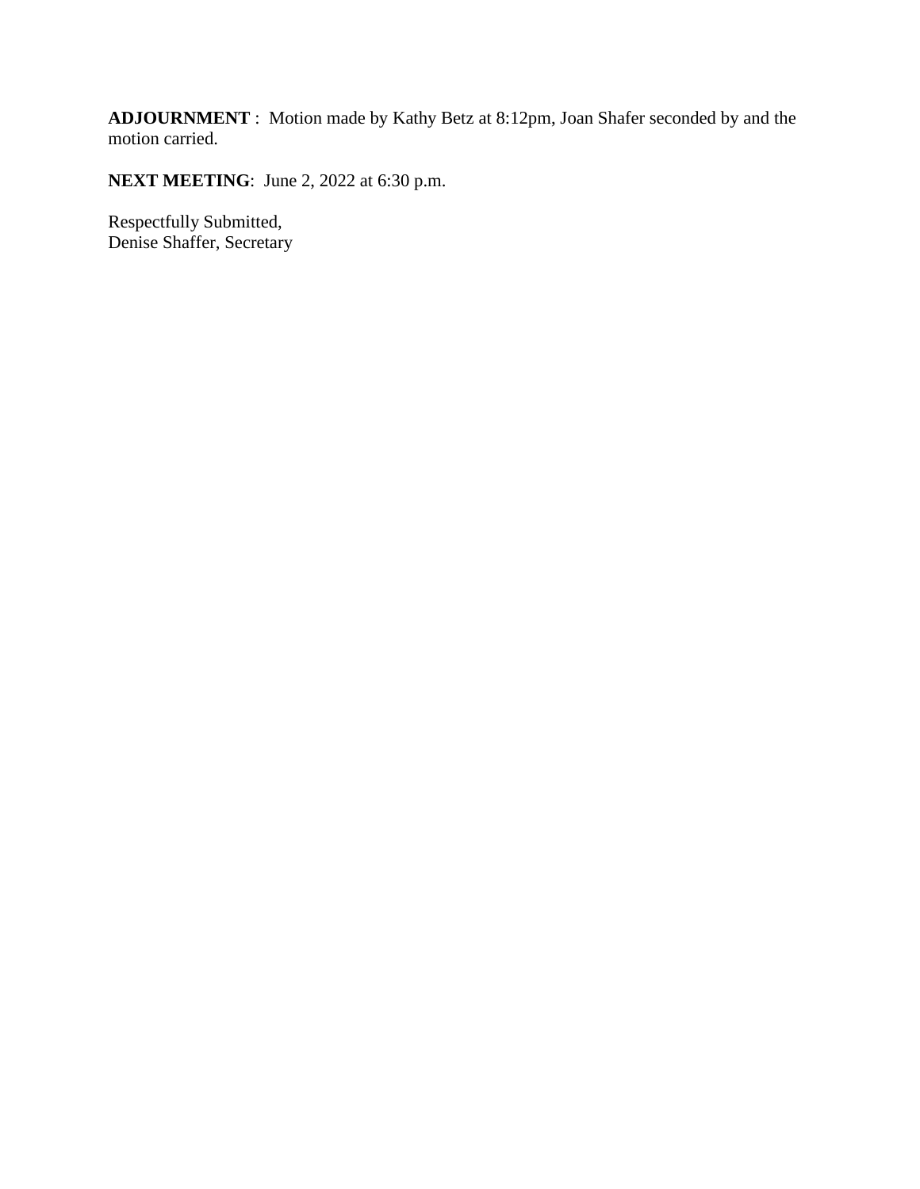**ADJOURNMENT** : Motion made by Kathy Betz at 8:12pm, Joan Shafer seconded by and the motion carried.

**NEXT MEETING**: June 2, 2022 at 6:30 p.m.

Respectfully Submitted,
Denise Shaffer, Secretary